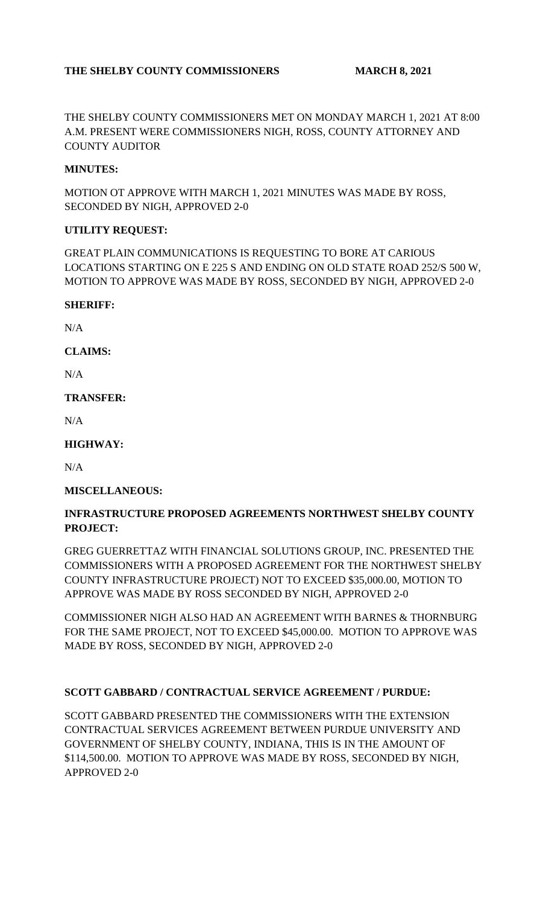**THE SHELBY COUNTY COMMISSIONERS MARCH 8, 2021**

THE SHELBY COUNTY COMMISSIONERS MET ON MONDAY MARCH 1, 2021 AT 8:00 A.M. PRESENT WERE COMMISSIONERS NIGH, ROSS, COUNTY ATTORNEY AND COUNTY AUDITOR

**MINUTES:**

MOTION OT APPROVE WITH MARCH 1, 2021 MINUTES WAS MADE BY ROSS, SECONDED BY NIGH, APPROVED 2-0

**UTILITY REQUEST:**

GREAT PLAIN COMMUNICATIONS IS REQUESTING TO BORE AT CARIOUS LOCATIONS STARTING ON E 225 S AND ENDING ON OLD STATE ROAD 252/S 500 W, MOTION TO APPROVE WAS MADE BY ROSS, SECONDED BY NIGH, APPROVED 2-0

**SHERIFF:**

N/A

**CLAIMS:**

N/A

**TRANSFER:**

N/A

**HIGHWAY:**

N/A

**MISCELLANEOUS:**

**INFRASTRUCTURE PROPOSED AGREEMENTS NORTHWEST SHELBY COUNTY PROJECT:**

GREG GUERRETTAZ WITH FINANCIAL SOLUTIONS GROUP, INC. PRESENTED THE COMMISSIONERS WITH A PROPOSED AGREEMENT FOR THE NORTHWEST SHELBY COUNTY INFRASTRUCTURE PROJECT) NOT TO EXCEED $35,000.00, MOTION TO APPROVE WAS MADE BY ROSS SECONDED BY NIGH, APPROVED 2-0

COMMISSIONER NIGH ALSO HAD AN AGREEMENT WITH BARNES & THORNBURG FOR THE SAME PROJECT, NOT TO EXCEED $45,000.00. MOTION TO APPROVE WAS MADE BY ROSS, SECONDED BY NIGH, APPROVED 2-0

**SCOTT GABBARD / CONTRACTUAL SERVICE AGREEMENT / PURDUE:**

SCOTT GABBARD PRESENTED THE COMMISSIONERS WITH THE EXTENSION CONTRACTUAL SERVICES AGREEMENT BETWEEN PURDUE UNIVERSITY AND GOVERNMENT OF SHELBY COUNTY, INDIANA, THIS IS IN THE AMOUNT OF $114,500.00. MOTION TO APPROVE WAS MADE BY ROSS, SECONDED BY NIGH, APPROVED 2-0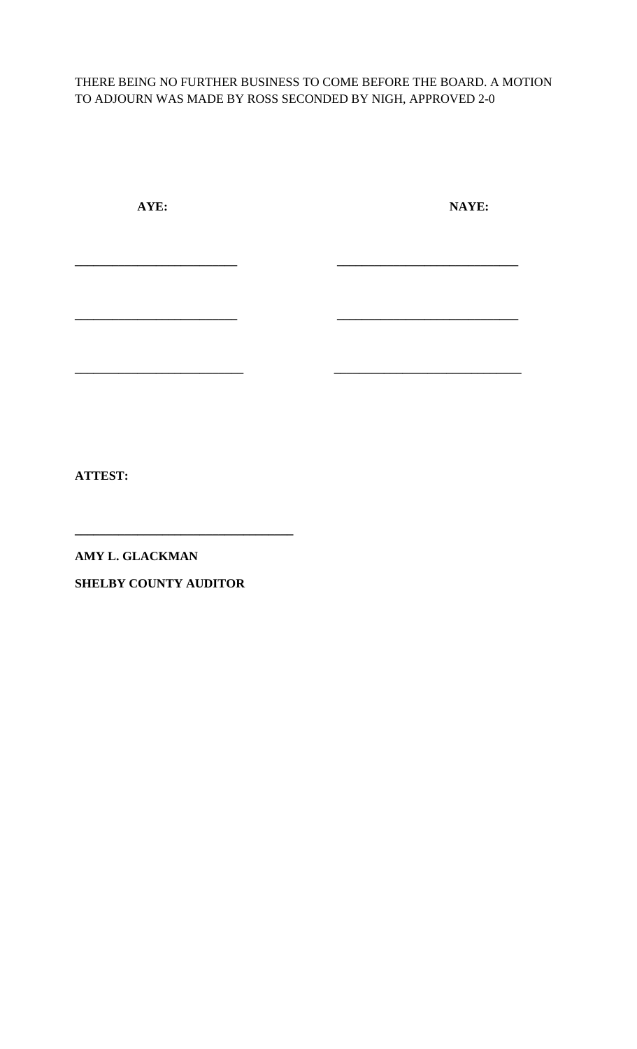THERE BEING NO FURTHER BUSINESS TO COME BEFORE THE BOARD. A MOTION TO ADJOURN WAS MADE BY ROSS SECONDED BY NIGH, APPROVED 2-0

| **AYE:** | **NAYE:** |
|---|---|
| ___________________________ | ______________________________ |
| ___________________________ | ______________________________ |
| ___________________________ | ______________________________ |

**ATTEST:**

____________________________________

**AMY L. GLACKMAN**

**SHELBY COUNTY AUDITOR**